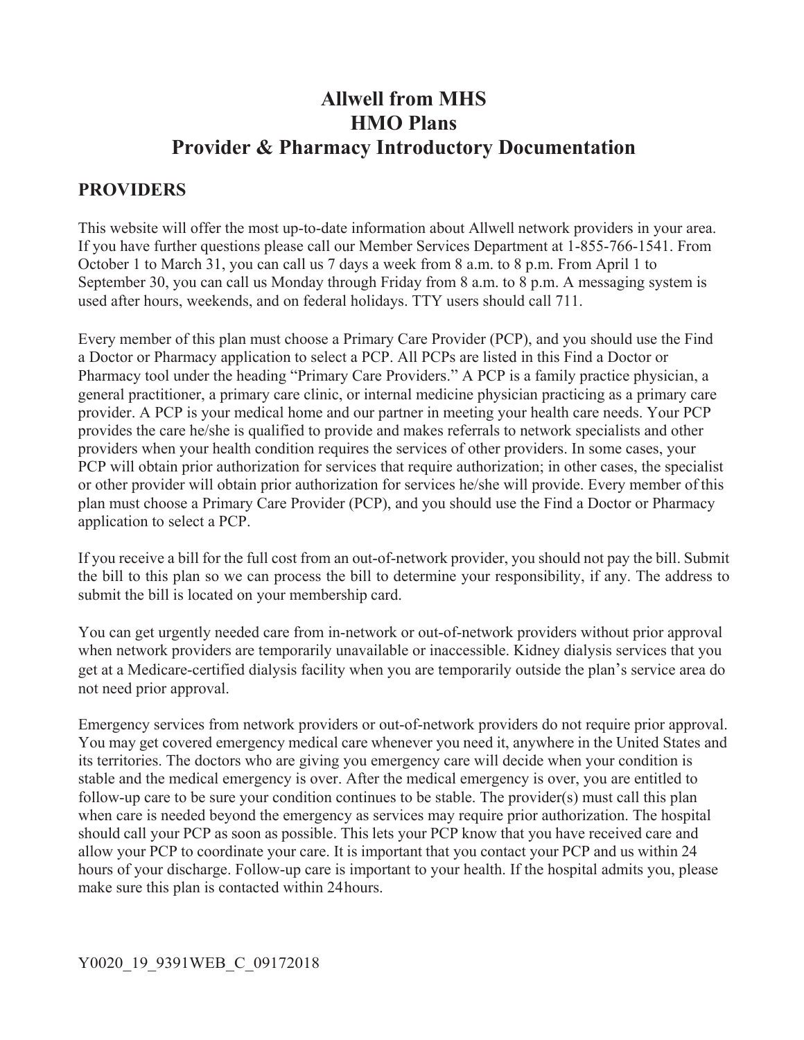# Allwell from MHS
# HMO Plans
# Provider & Pharmacy Introductory Documentation

## PROVIDERS

This website will offer the most up-to-date information about Allwell network providers in your area. If you have further questions please call our Member Services Department at 1-855-766-1541. From October 1 to March 31, you can call us 7 days a week from 8 a.m. to 8 p.m. From April 1 to September 30, you can call us Monday through Friday from 8 a.m. to 8 p.m. A messaging system is used after hours, weekends, and on federal holidays. TTY users should call 711.

Every member of this plan must choose a Primary Care Provider (PCP), and you should use the Find a Doctor or Pharmacy application to select a PCP. All PCPs are listed in this Find a Doctor or Pharmacy tool under the heading "Primary Care Providers." A PCP is a family practice physician, a general practitioner, a primary care clinic, or internal medicine physician practicing as a primary care provider. A PCP is your medical home and our partner in meeting your health care needs. Your PCP provides the care he/she is qualified to provide and makes referrals to network specialists and other providers when your health condition requires the services of other providers. In some cases, your PCP will obtain prior authorization for services that require authorization; in other cases, the specialist or other provider will obtain prior authorization for services he/she will provide. Every member of this plan must choose a Primary Care Provider (PCP), and you should use the Find a Doctor or Pharmacy application to select a PCP.

If you receive a bill for the full cost from an out-of-network provider, you should not pay the bill. Submit the bill to this plan so we can process the bill to determine your responsibility, if any. The address to submit the bill is located on your membership card.

You can get urgently needed care from in-network or out-of-network providers without prior approval when network providers are temporarily unavailable or inaccessible. Kidney dialysis services that you get at a Medicare-certified dialysis facility when you are temporarily outside the plan's service area do not need prior approval.

Emergency services from network providers or out-of-network providers do not require prior approval. You may get covered emergency medical care whenever you need it, anywhere in the United States and its territories. The doctors who are giving you emergency care will decide when your condition is stable and the medical emergency is over. After the medical emergency is over, you are entitled to follow-up care to be sure your condition continues to be stable. The provider(s) must call this plan when care is needed beyond the emergency as services may require prior authorization. The hospital should call your PCP as soon as possible. This lets your PCP know that you have received care and allow your PCP to coordinate your care. It is important that you contact your PCP and us within 24 hours of your discharge. Follow-up care is important to your health. If the hospital admits you, please make sure this plan is contacted within 24 hours.

Y0020_19_9391WEB_C_09172018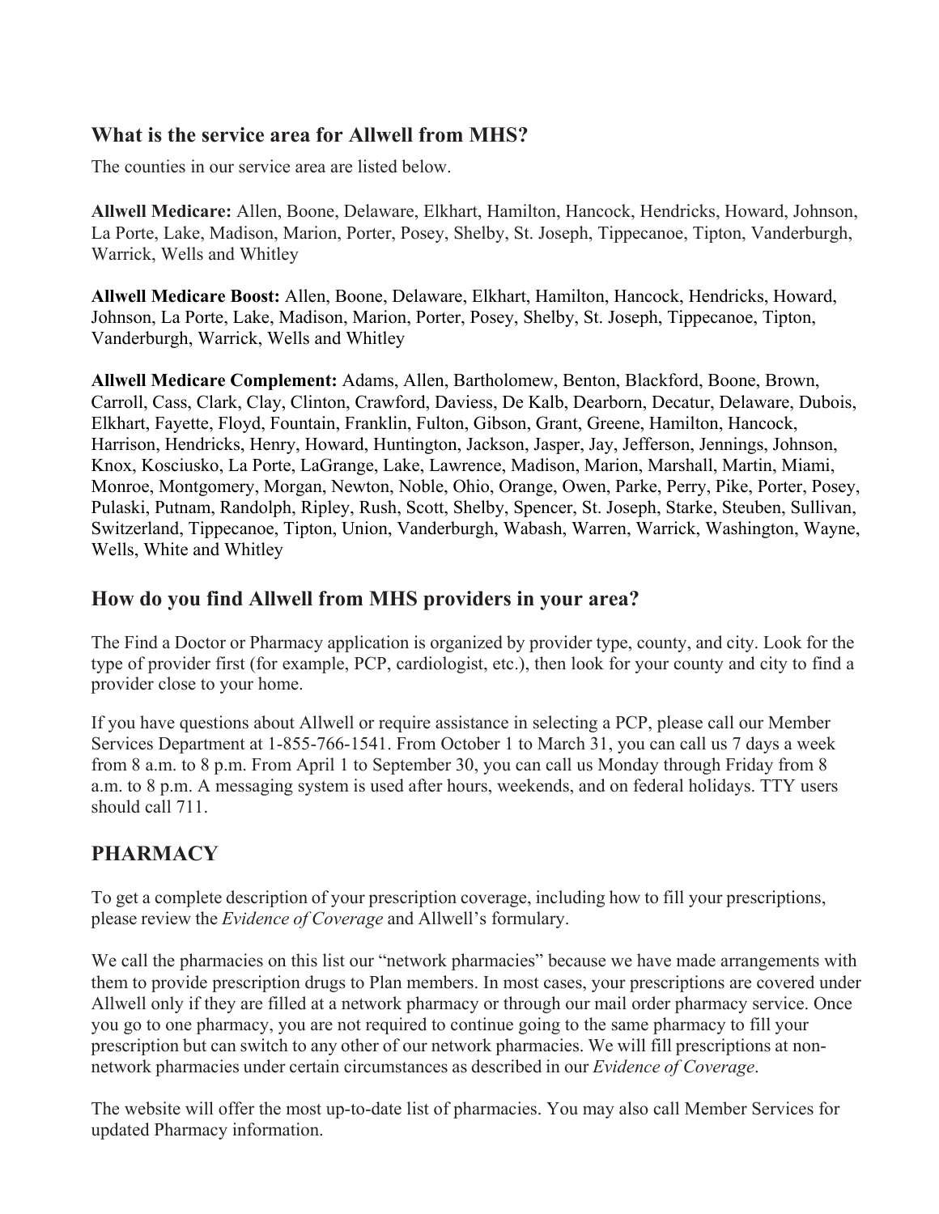## What is the service area for Allwell from MHS?

The counties in our service area are listed below.

**Allwell Medicare:** Allen, Boone, Delaware, Elkhart, Hamilton, Hancock, Hendricks, Howard, Johnson, La Porte, Lake, Madison, Marion, Porter, Posey, Shelby, St. Joseph, Tippecanoe, Tipton, Vanderburgh, Warrick, Wells and Whitley

**Allwell Medicare Boost:** Allen, Boone, Delaware, Elkhart, Hamilton, Hancock, Hendricks, Howard, Johnson, La Porte, Lake, Madison, Marion, Porter, Posey, Shelby, St. Joseph, Tippecanoe, Tipton, Vanderburgh, Warrick, Wells and Whitley

**Allwell Medicare Complement:** Adams, Allen, Bartholomew, Benton, Blackford, Boone, Brown, Carroll, Cass, Clark, Clay, Clinton, Crawford, Daviess, De Kalb, Dearborn, Decatur, Delaware, Dubois, Elkhart, Fayette, Floyd, Fountain, Franklin, Fulton, Gibson, Grant, Greene, Hamilton, Hancock, Harrison, Hendricks, Henry, Howard, Huntington, Jackson, Jasper, Jay, Jefferson, Jennings, Johnson, Knox, Kosciusko, La Porte, LaGrange, Lake, Lawrence, Madison, Marion, Marshall, Martin, Miami, Monroe, Montgomery, Morgan, Newton, Noble, Ohio, Orange, Owen, Parke, Perry, Pike, Porter, Posey, Pulaski, Putnam, Randolph, Ripley, Rush, Scott, Shelby, Spencer, St. Joseph, Starke, Steuben, Sullivan, Switzerland, Tippecanoe, Tipton, Union, Vanderburgh, Wabash, Warren, Warrick, Washington, Wayne, Wells, White and Whitley

## How do you find Allwell from MHS providers in your area?

The Find a Doctor or Pharmacy application is organized by provider type, county, and city. Look for the type of provider first (for example, PCP, cardiologist, etc.), then look for your county and city to find a provider close to your home.

If you have questions about Allwell or require assistance in selecting a PCP, please call our Member Services Department at 1-855-766-1541. From October 1 to March 31, you can call us 7 days a week from 8 a.m. to 8 p.m. From April 1 to September 30, you can call us Monday through Friday from 8 a.m. to 8 p.m. A messaging system is used after hours, weekends, and on federal holidays. TTY users should call 711.

## PHARMACY

To get a complete description of your prescription coverage, including how to fill your prescriptions, please review the *Evidence of Coverage* and Allwell's formulary.

We call the pharmacies on this list our "network pharmacies" because we have made arrangements with them to provide prescription drugs to Plan members. In most cases, your prescriptions are covered under Allwell only if they are filled at a network pharmacy or through our mail order pharmacy service. Once you go to one pharmacy, you are not required to continue going to the same pharmacy to fill your prescription but can switch to any other of our network pharmacies. We will fill prescriptions at non-network pharmacies under certain circumstances as described in our *Evidence of Coverage*.

The website will offer the most up-to-date list of pharmacies. You may also call Member Services for updated Pharmacy information.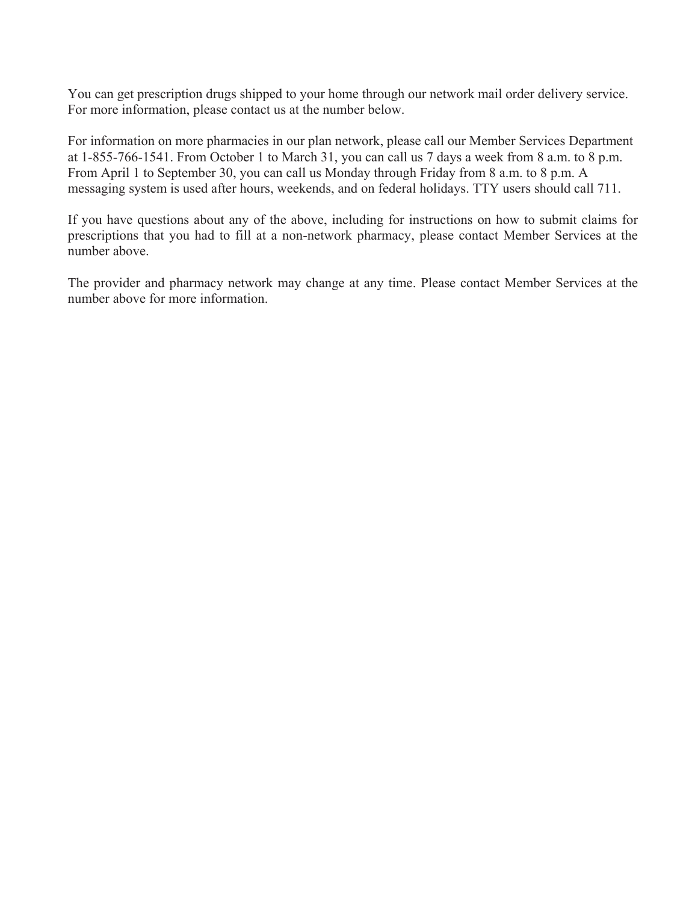You can get prescription drugs shipped to your home through our network mail order delivery service. For more information, please contact us at the number below.

For information on more pharmacies in our plan network, please call our Member Services Department at 1-855-766-1541. From October 1 to March 31, you can call us 7 days a week from 8 a.m. to 8 p.m. From April 1 to September 30, you can call us Monday through Friday from 8 a.m. to 8 p.m. A messaging system is used after hours, weekends, and on federal holidays. TTY users should call 711.

If you have questions about any of the above, including for instructions on how to submit claims for prescriptions that you had to fill at a non-network pharmacy, please contact Member Services at the number above.

The provider and pharmacy network may change at any time. Please contact Member Services at the number above for more information.